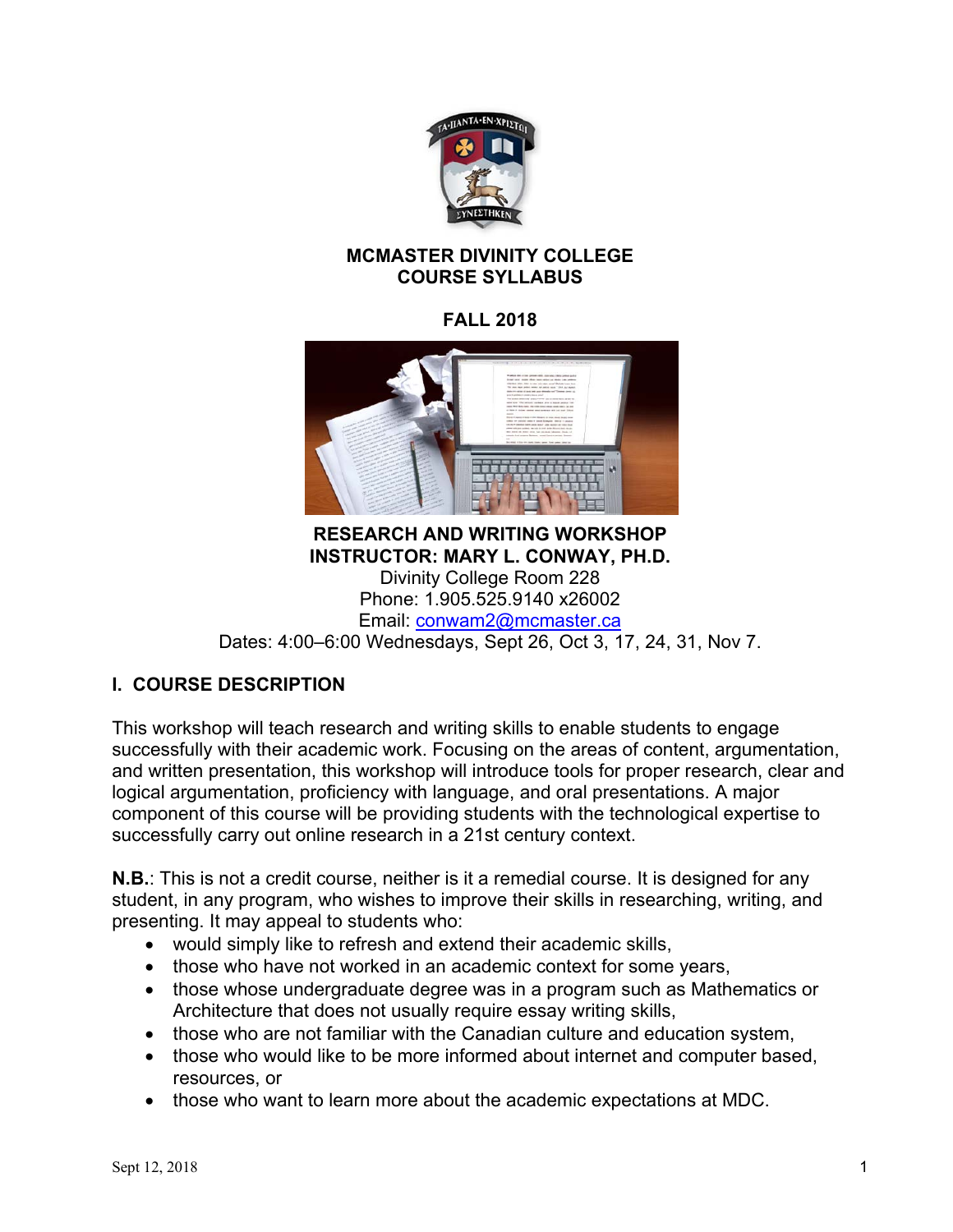**MCMASTER DIVINITY COLLEGE**
**COURSE SYLLABUS**

**FALL 2018**

**RESEARCH AND WRITING WORKSHOP**
**INSTRUCTOR: MARY L. CONWAY, PH.D.**
Divinity College Room 228
Phone: 1.905.525.9140 x26002
Email: conwam2@mcmaster.ca
Dates: 4:00–6:00 Wednesdays, Sept 26, Oct 3, 17, 24, 31, Nov 7.

## I. COURSE DESCRIPTION

This workshop will teach research and writing skills to enable students to engage successfully with their academic work. Focusing on the areas of content, argumentation, and written presentation, this workshop will introduce tools for proper research, clear and logical argumentation, proficiency with language, and oral presentations. A major component of this course will be providing students with the technological expertise to successfully carry out online research in a 21st century context.

**N.B.**: This is not a credit course, neither is it a remedial course. It is designed for any student, in any program, who wishes to improve their skills in researching, writing, and presenting. It may appeal to students who:

- would simply like to refresh and extend their academic skills,
- those who have not worked in an academic context for some years,
- those whose undergraduate degree was in a program such as Mathematics or Architecture that does not usually require essay writing skills,
- those who are not familiar with the Canadian culture and education system,
- those who would like to be more informed about internet and computer based, resources, or
- those who want to learn more about the academic expectations at MDC.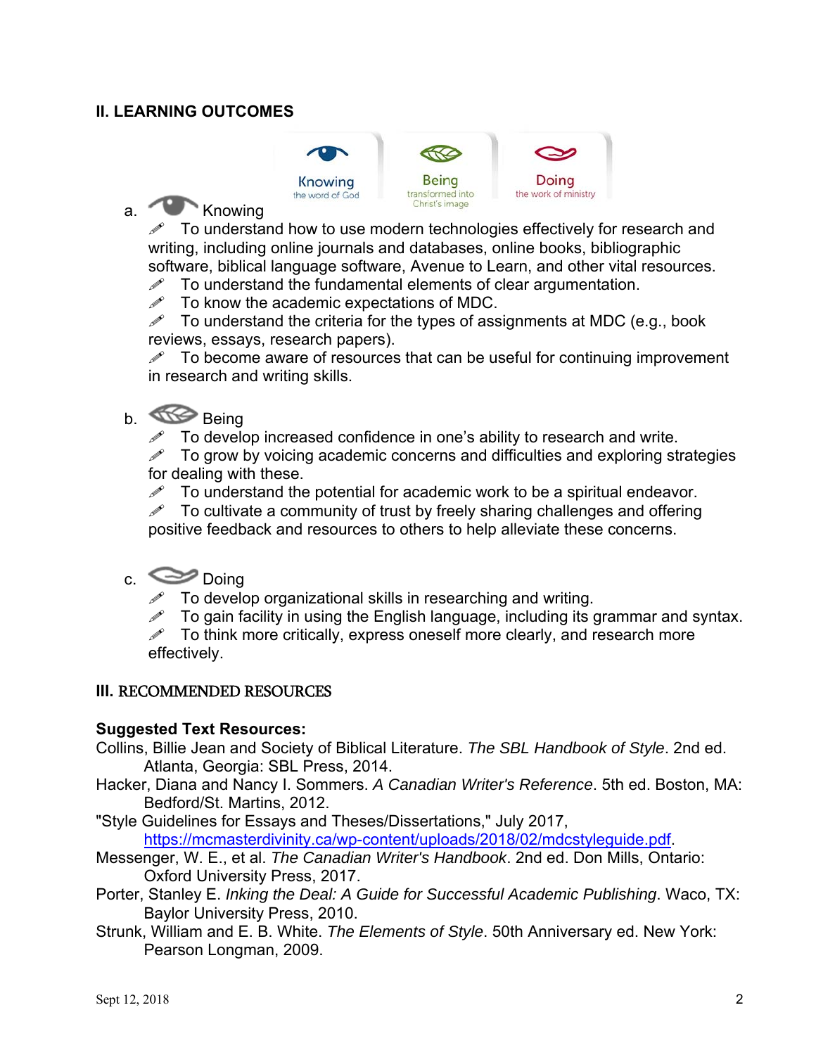## II. LEARNING OUTCOMES

Knowing — the word of God | Being — transformed into Christ's image | Doing — the work of ministry

a. Knowing

- To understand how to use modern technologies effectively for research and writing, including online journals and databases, online books, bibliographic software, biblical language software, Avenue to Learn, and other vital resources.
- To understand the fundamental elements of clear argumentation.
- To know the academic expectations of MDC.
- To understand the criteria for the types of assignments at MDC (e.g., book reviews, essays, research papers).
- To become aware of resources that can be useful for continuing improvement in research and writing skills.

b. Being

- To develop increased confidence in one's ability to research and write.
- To grow by voicing academic concerns and difficulties and exploring strategies for dealing with these.
- To understand the potential for academic work to be a spiritual endeavor.
- To cultivate a community of trust by freely sharing challenges and offering positive feedback and resources to others to help alleviate these concerns.

c. Doing

- To develop organizational skills in researching and writing.
- To gain facility in using the English language, including its grammar and syntax.
- To think more critically, express oneself more clearly, and research more effectively.

## III. RECOMMENDED RESOURCES

**Suggested Text Resources:**

Collins, Billie Jean and Society of Biblical Literature. *The SBL Handbook of Style*. 2nd ed. Atlanta, Georgia: SBL Press, 2014.

Hacker, Diana and Nancy I. Sommers. *A Canadian Writer's Reference*. 5th ed. Boston, MA: Bedford/St. Martins, 2012.

"Style Guidelines for Essays and Theses/Dissertations," July 2017, https://mcmasterdivinity.ca/wp-content/uploads/2018/02/mdcstyleguide.pdf.

Messenger, W. E., et al. *The Canadian Writer's Handbook*. 2nd ed. Don Mills, Ontario: Oxford University Press, 2017.

Porter, Stanley E. *Inking the Deal: A Guide for Successful Academic Publishing*. Waco, TX: Baylor University Press, 2010.

Strunk, William and E. B. White. *The Elements of Style*. 50th Anniversary ed. New York: Pearson Longman, 2009.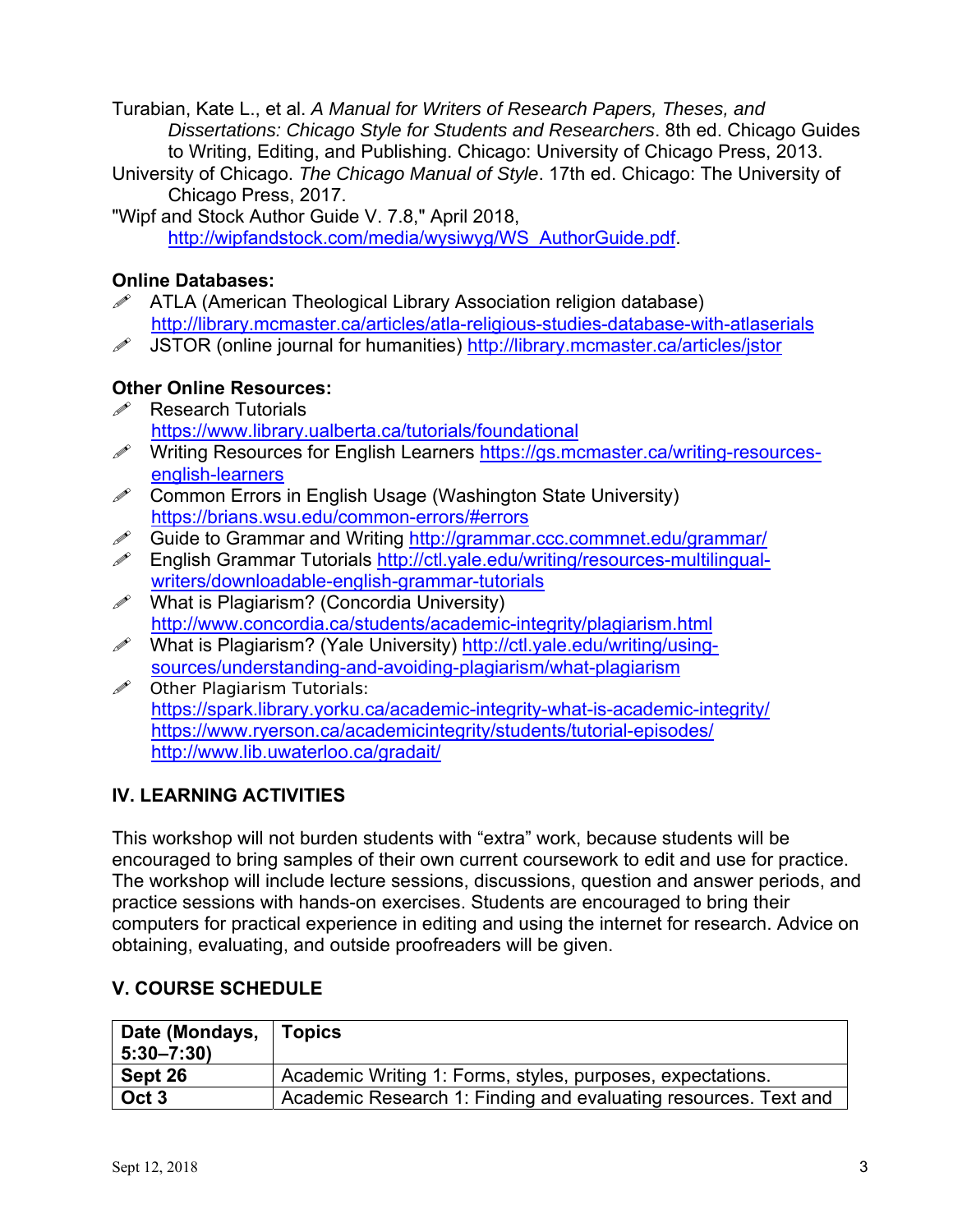Turabian, Kate L., et al. *A Manual for Writers of Research Papers, Theses, and Dissertations: Chicago Style for Students and Researchers*. 8th ed. Chicago Guides to Writing, Editing, and Publishing. Chicago: University of Chicago Press, 2013.

University of Chicago. *The Chicago Manual of Style*. 17th ed. Chicago: The University of Chicago Press, 2017.

"Wipf and Stock Author Guide V. 7.8," April 2018, http://wipfandstock.com/media/wysiwyg/WS_AuthorGuide.pdf.

**Online Databases:**

- ATLA (American Theological Library Association religion database) http://library.mcmaster.ca/articles/atla-religious-studies-database-with-atlaserials
- JSTOR (online journal for humanities) http://library.mcmaster.ca/articles/jstor

**Other Online Resources:**

- Research Tutorials https://www.library.ualberta.ca/tutorials/foundational
- Writing Resources for English Learners https://gs.mcmaster.ca/writing-resources-english-learners
- Common Errors in English Usage (Washington State University) https://brians.wsu.edu/common-errors/#errors
- Guide to Grammar and Writing http://grammar.ccc.commnet.edu/grammar/
- English Grammar Tutorials http://ctl.yale.edu/writing/resources-multilingual-writers/downloadable-english-grammar-tutorials
- What is Plagiarism? (Concordia University) http://www.concordia.ca/students/academic-integrity/plagiarism.html
- What is Plagiarism? (Yale University) http://ctl.yale.edu/writing/using-sources/understanding-and-avoiding-plagiarism/what-plagiarism
- Other Plagiarism Tutorials:
  https://spark.library.yorku.ca/academic-integrity-what-is-academic-integrity/
  https://www.ryerson.ca/academicintegrity/students/tutorial-episodes/
  http://www.lib.uwaterloo.ca/gradait/

## IV. LEARNING ACTIVITIES

This workshop will not burden students with "extra" work, because students will be encouraged to bring samples of their own current coursework to edit and use for practice. The workshop will include lecture sessions, discussions, question and answer periods, and practice sessions with hands-on exercises. Students are encouraged to bring their computers for practical experience in editing and using the internet for research. Advice on obtaining, evaluating, and outside proofreaders will be given.

## V. COURSE SCHEDULE

| Date (Mondays, 5:30–7:30) | Topics |
|---|---|
| **Sept 26** | Academic Writing 1: Forms, styles, purposes, expectations. |
| **Oct 3** | Academic Research 1: Finding and evaluating resources. Text and |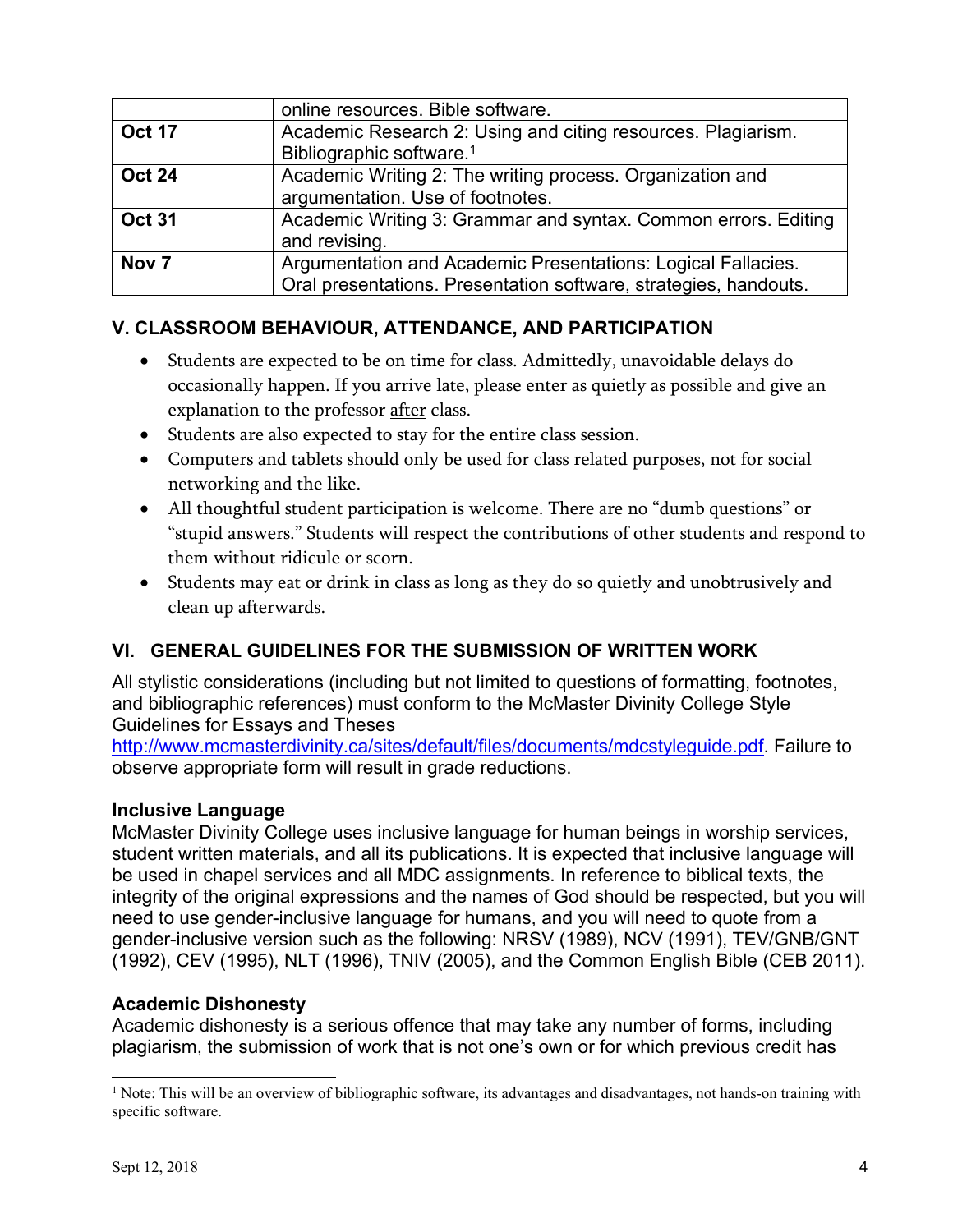| | |
|---|---|
| | online resources. Bible software. |
| **Oct 17** | Academic Research 2: Using and citing resources. Plagiarism. Bibliographic software.[1] |
| **Oct 24** | Academic Writing 2: The writing process. Organization and argumentation. Use of footnotes. |
| **Oct 31** | Academic Writing 3: Grammar and syntax. Common errors. Editing and revising. |
| **Nov 7** | Argumentation and Academic Presentations: Logical Fallacies. Oral presentations. Presentation software, strategies, handouts. |

## V. CLASSROOM BEHAVIOUR, ATTENDANCE, AND PARTICIPATION

- Students are expected to be on time for class. Admittedly, unavoidable delays do occasionally happen. If you arrive late, please enter as quietly as possible and give an explanation to the professor after class.
- Students are also expected to stay for the entire class session.
- Computers and tablets should only be used for class related purposes, not for social networking and the like.
- All thoughtful student participation is welcome. There are no "dumb questions" or "stupid answers." Students will respect the contributions of other students and respond to them without ridicule or scorn.
- Students may eat or drink in class as long as they do so quietly and unobtrusively and clean up afterwards.

## VI. GENERAL GUIDELINES FOR THE SUBMISSION OF WRITTEN WORK

All stylistic considerations (including but not limited to questions of formatting, footnotes, and bibliographic references) must conform to the McMaster Divinity College Style Guidelines for Essays and Theses http://www.mcmasterdivinity.ca/sites/default/files/documents/mdcstyleguide.pdf. Failure to observe appropriate form will result in grade reductions.

### Inclusive Language

McMaster Divinity College uses inclusive language for human beings in worship services, student written materials, and all its publications. It is expected that inclusive language will be used in chapel services and all MDC assignments. In reference to biblical texts, the integrity of the original expressions and the names of God should be respected, but you will need to use gender-inclusive language for humans, and you will need to quote from a gender-inclusive version such as the following: NRSV (1989), NCV (1991), TEV/GNB/GNT (1992), CEV (1995), NLT (1996), TNIV (2005), and the Common English Bible (CEB 2011).

### Academic Dishonesty

Academic dishonesty is a serious offence that may take any number of forms, including plagiarism, the submission of work that is not one's own or for which previous credit has

[1] Note: This will be an overview of bibliographic software, its advantages and disadvantages, not hands-on training with specific software.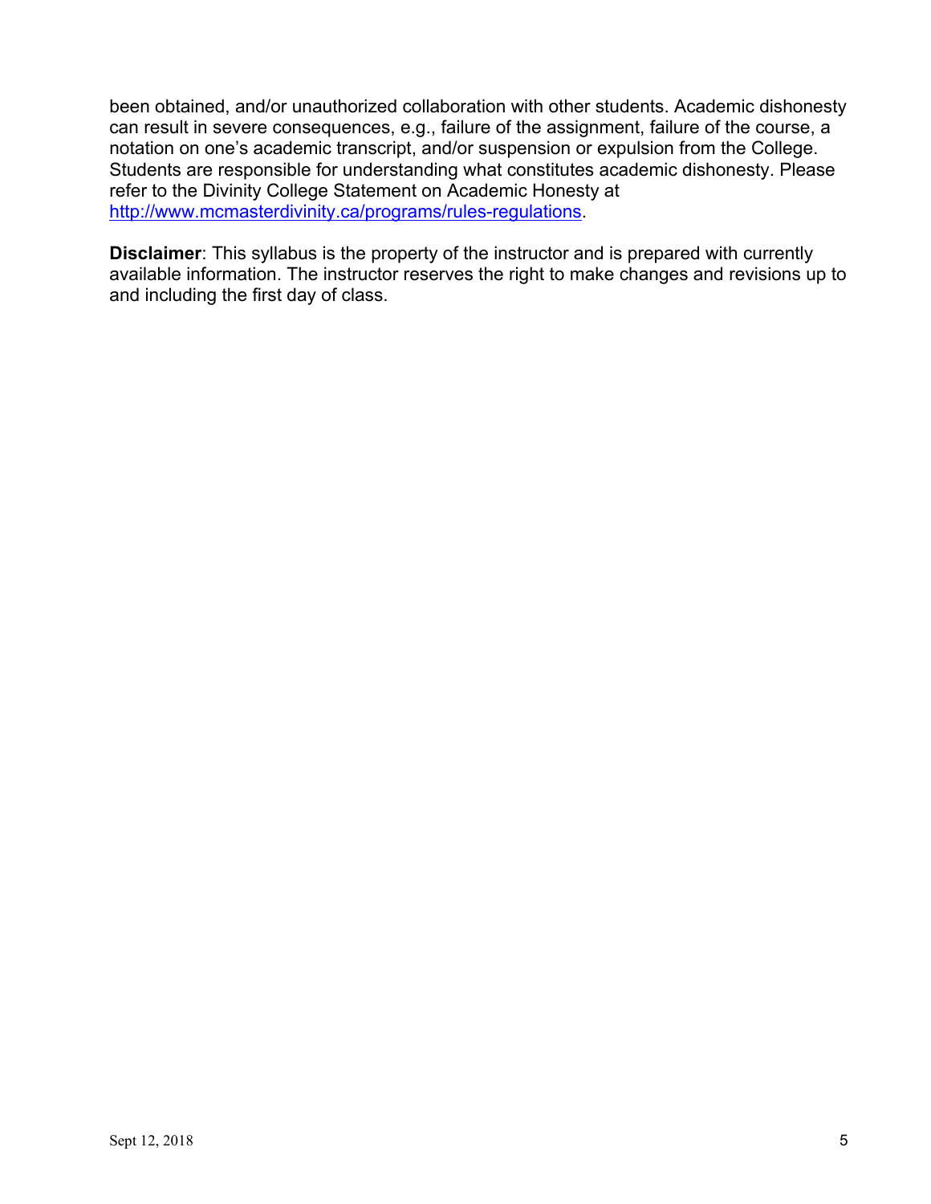been obtained, and/or unauthorized collaboration with other students. Academic dishonesty can result in severe consequences, e.g., failure of the assignment, failure of the course, a notation on one's academic transcript, and/or suspension or expulsion from the College. Students are responsible for understanding what constitutes academic dishonesty. Please refer to the Divinity College Statement on Academic Honesty at [http://www.mcmasterdivinity.ca/programs/rules-regulations](http://www.mcmasterdivinity.ca/programs/rules-regulations).

**Disclaimer**: This syllabus is the property of the instructor and is prepared with currently available information. The instructor reserves the right to make changes and revisions up to and including the first day of class.